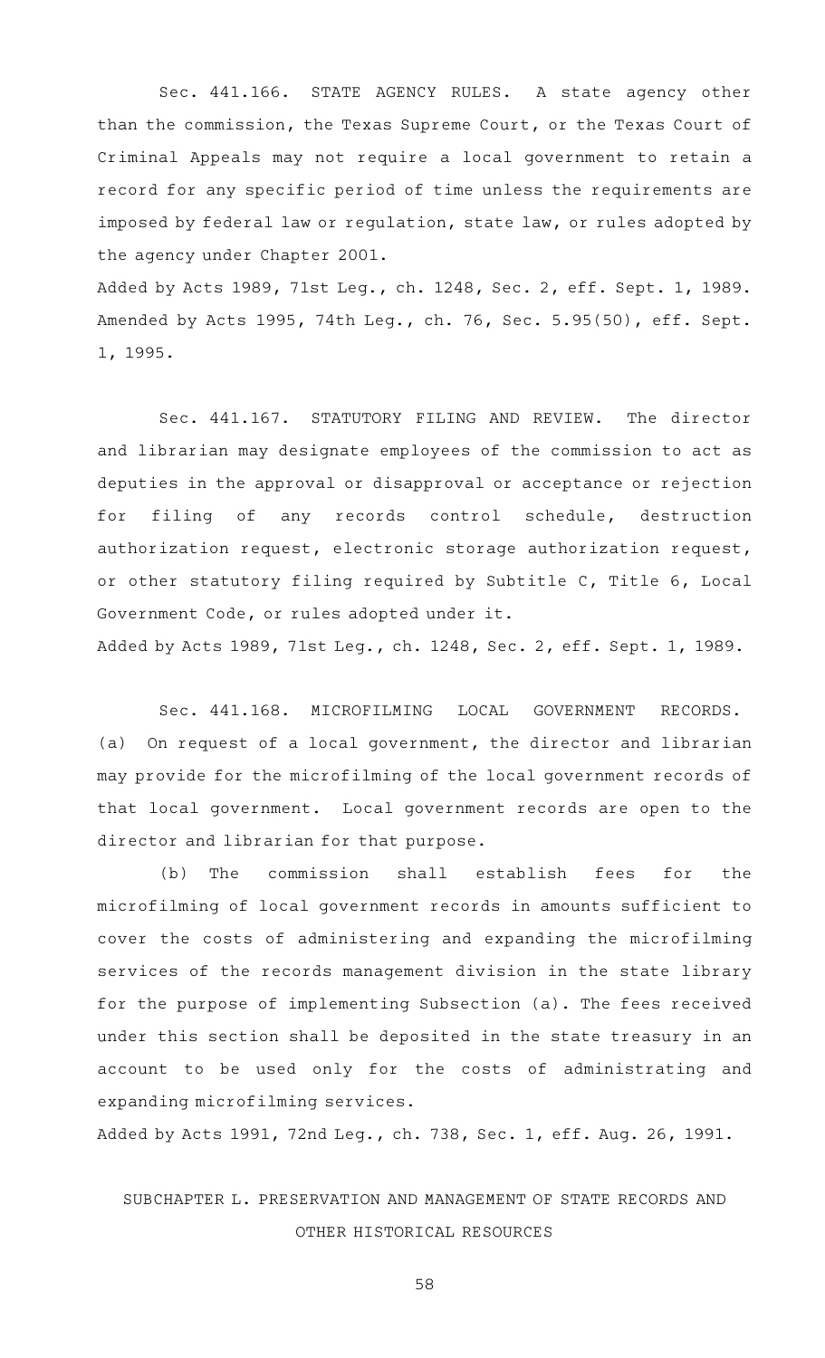Sec. 441.166. STATE AGENCY RULES. A state agency other than the commission, the Texas Supreme Court, or the Texas Court of Criminal Appeals may not require a local government to retain a record for any specific period of time unless the requirements are imposed by federal law or regulation, state law, or rules adopted by the agency under Chapter 2001.

Added by Acts 1989, 71st Leg., ch. 1248, Sec. 2, eff. Sept. 1, 1989. Amended by Acts 1995, 74th Leg., ch. 76, Sec. 5.95(50), eff. Sept. 1, 1995.

Sec. 441.167. STATUTORY FILING AND REVIEW. The director and librarian may designate employees of the commission to act as deputies in the approval or disapproval or acceptance or rejection for filing of any records control schedule, destruction authorization request, electronic storage authorization request, or other statutory filing required by Subtitle C, Title 6, Local Government Code, or rules adopted under it.

Added by Acts 1989, 71st Leg., ch. 1248, Sec. 2, eff. Sept. 1, 1989.

Sec. 441.168. MICROFILMING LOCAL GOVERNMENT RECORDS. (a) On request of a local government, the director and librarian may provide for the microfilming of the local government records of that local government. Local government records are open to the director and librarian for that purpose.

(b) The commission shall establish fees for the microfilming of local government records in amounts sufficient to cover the costs of administering and expanding the microfilming services of the records management division in the state library for the purpose of implementing Subsection (a). The fees received under this section shall be deposited in the state treasury in an account to be used only for the costs of administrating and expanding microfilming services.

Added by Acts 1991, 72nd Leg., ch. 738, Sec. 1, eff. Aug. 26, 1991.

## SUBCHAPTER L. PRESERVATION AND MANAGEMENT OF STATE RECORDS AND OTHER HISTORICAL RESOURCES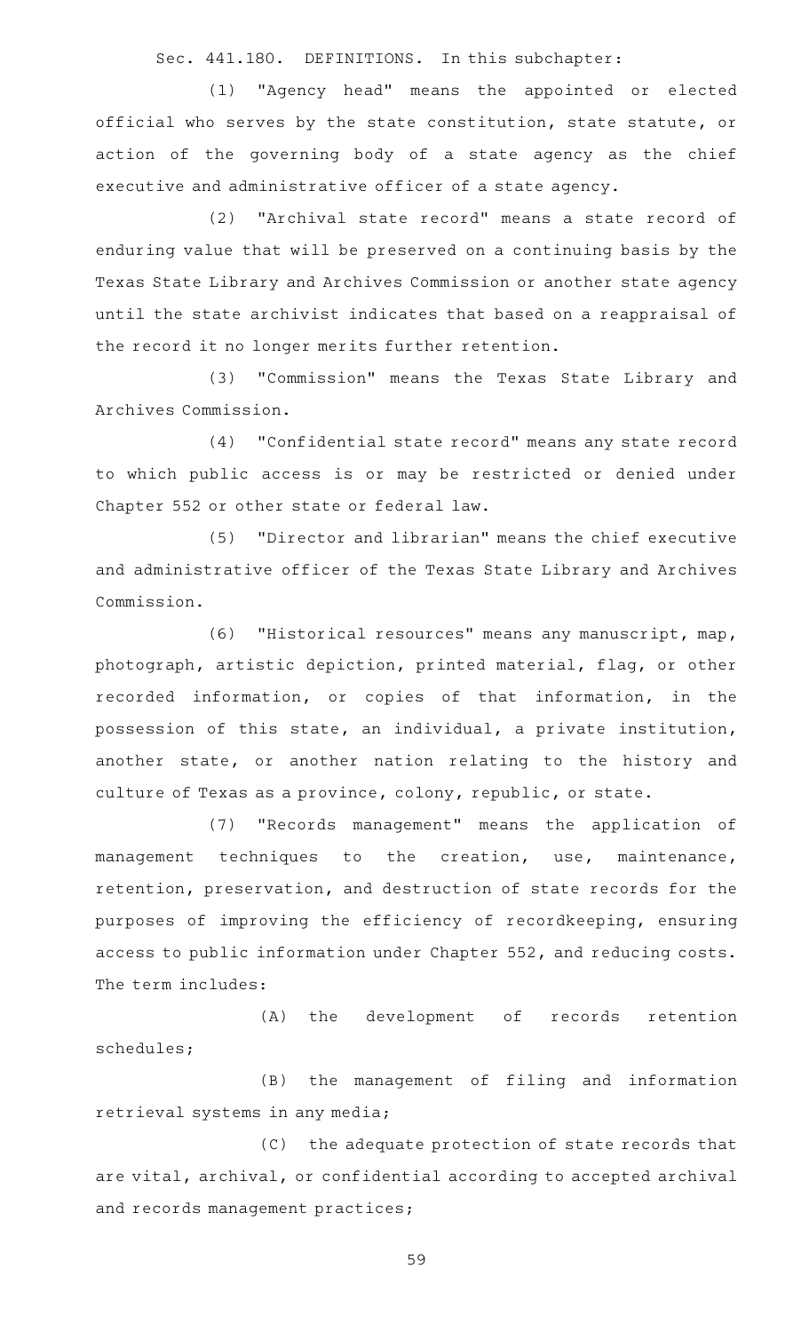Sec. 441.180. DEFINITIONS. In this subchapter:

(1) "Agency head" means the appointed or elected official who serves by the state constitution, state statute, or action of the governing body of a state agency as the chief executive and administrative officer of a state agency.

(2) "Archival state record" means a state record of enduring value that will be preserved on a continuing basis by the Texas State Library and Archives Commission or another state agency until the state archivist indicates that based on a reappraisal of the record it no longer merits further retention.

(3) "Commission" means the Texas State Library and Archives Commission.

(4) "Confidential state record" means any state record to which public access is or may be restricted or denied under Chapter 552 or other state or federal law.

(5) "Director and librarian" means the chief executive and administrative officer of the Texas State Library and Archives Commission.

(6) "Historical resources" means any manuscript, map, photograph, artistic depiction, printed material, flag, or other recorded information, or copies of that information, in the possession of this state, an individual, a private institution, another state, or another nation relating to the history and culture of Texas as a province, colony, republic, or state.

(7) "Records management" means the application of management techniques to the creation, use, maintenance, retention, preservation, and destruction of state records for the purposes of improving the efficiency of recordkeeping, ensuring access to public information under Chapter 552, and reducing costs. The term includes:

(A) the development of records retention schedules;

(B) the management of filing and information retrieval systems in any media;

(C) the adequate protection of state records that are vital, archival, or confidential according to accepted archival and records management practices;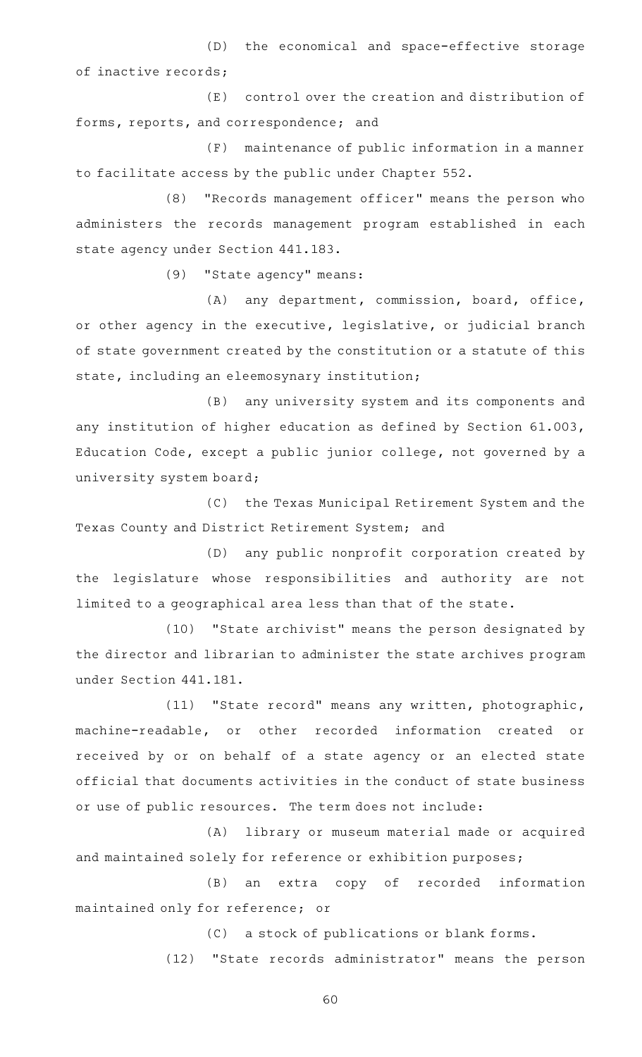(D) the economical and space-effective storage of inactive records;

(E) control over the creation and distribution of forms, reports, and correspondence; and

(F) maintenance of public information in a manner to facilitate access by the public under Chapter 552.

(8) "Records management officer" means the person who administers the records management program established in each state agency under Section 441.183.

(9) "State agency" means:

(A) any department, commission, board, office, or other agency in the executive, legislative, or judicial branch of state government created by the constitution or a statute of this state, including an eleemosynary institution;

(B) any university system and its components and any institution of higher education as defined by Section 61.003, Education Code, except a public junior college, not governed by a university system board;

(C) the Texas Municipal Retirement System and the Texas County and District Retirement System; and

(D) any public nonprofit corporation created by the legislature whose responsibilities and authority are not limited to a geographical area less than that of the state.

(10) "State archivist" means the person designated by the director and librarian to administer the state archives program under Section 441.181.

(11) "State record" means any written, photographic, machine-readable, or other recorded information created or received by or on behalf of a state agency or an elected state official that documents activities in the conduct of state business or use of public resources. The term does not include:

(A) library or museum material made or acquired and maintained solely for reference or exhibition purposes;

(B) an extra copy of recorded information maintained only for reference; or

(C) a stock of publications or blank forms.

(12) "State records administrator" means the person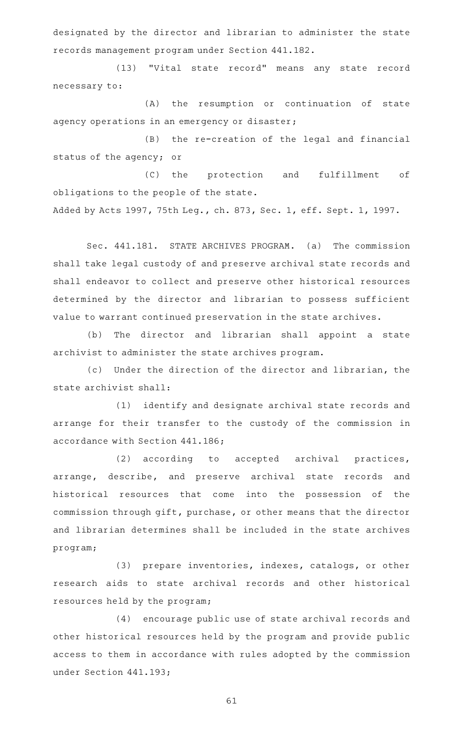designated by the director and librarian to administer the state records management program under Section 441.182.

(13) "Vital state record" means any state record necessary to:

(A) the resumption or continuation of state agency operations in an emergency or disaster;

(B) the re-creation of the legal and financial status of the agency; or

(C) the protection and fulfillment of obligations to the people of the state.

Added by Acts 1997, 75th Leg., ch. 873, Sec. 1, eff. Sept. 1, 1997.

Sec. 441.181. STATE ARCHIVES PROGRAM. (a) The commission shall take legal custody of and preserve archival state records and shall endeavor to collect and preserve other historical resources determined by the director and librarian to possess sufficient value to warrant continued preservation in the state archives.

(b) The director and librarian shall appoint a state archivist to administer the state archives program.

(c) Under the direction of the director and librarian, the state archivist shall:

(1) identify and designate archival state records and arrange for their transfer to the custody of the commission in accordance with Section 441.186;

(2) according to accepted archival practices, arrange, describe, and preserve archival state records and historical resources that come into the possession of the commission through gift, purchase, or other means that the director and librarian determines shall be included in the state archives program;

(3) prepare inventories, indexes, catalogs, or other research aids to state archival records and other historical resources held by the program;

(4) encourage public use of state archival records and other historical resources held by the program and provide public access to them in accordance with rules adopted by the commission under Section 441.193;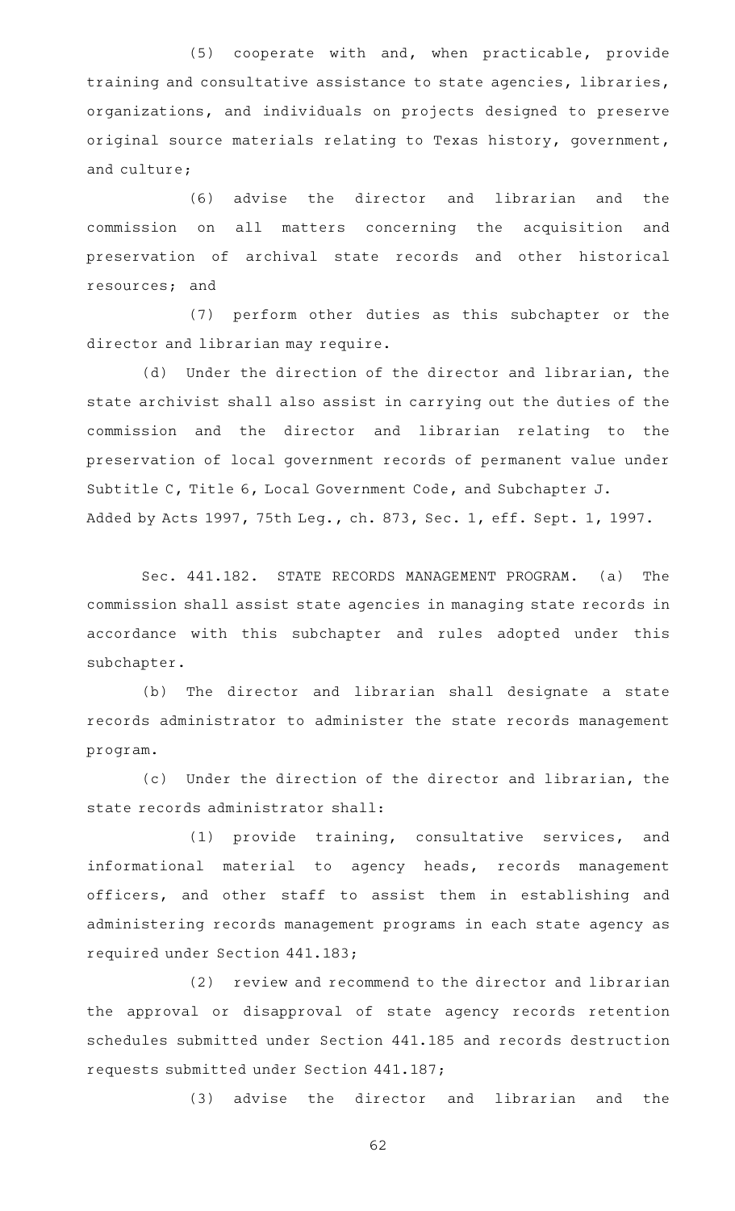(5) cooperate with and, when practicable, provide training and consultative assistance to state agencies, libraries, organizations, and individuals on projects designed to preserve original source materials relating to Texas history, government, and culture;

(6) advise the director and librarian and the commission on all matters concerning the acquisition and preservation of archival state records and other historical resources; and

(7) perform other duties as this subchapter or the director and librarian may require.

(d) Under the direction of the director and librarian, the state archivist shall also assist in carrying out the duties of the commission and the director and librarian relating to the preservation of local government records of permanent value under Subtitle C, Title 6, Local Government Code, and Subchapter J.

Added by Acts 1997, 75th Leg., ch. 873, Sec. 1, eff. Sept. 1, 1997.

Sec. 441.182. STATE RECORDS MANAGEMENT PROGRAM. (a) The commission shall assist state agencies in managing state records in accordance with this subchapter and rules adopted under this subchapter.

(b) The director and librarian shall designate a state records administrator to administer the state records management program.

(c) Under the direction of the director and librarian, the state records administrator shall:

(1) provide training, consultative services, and informational material to agency heads, records management officers, and other staff to assist them in establishing and administering records management programs in each state agency as required under Section 441.183;

(2) review and recommend to the director and librarian the approval or disapproval of state agency records retention schedules submitted under Section 441.185 and records destruction requests submitted under Section 441.187;

(3) advise the director and librarian and the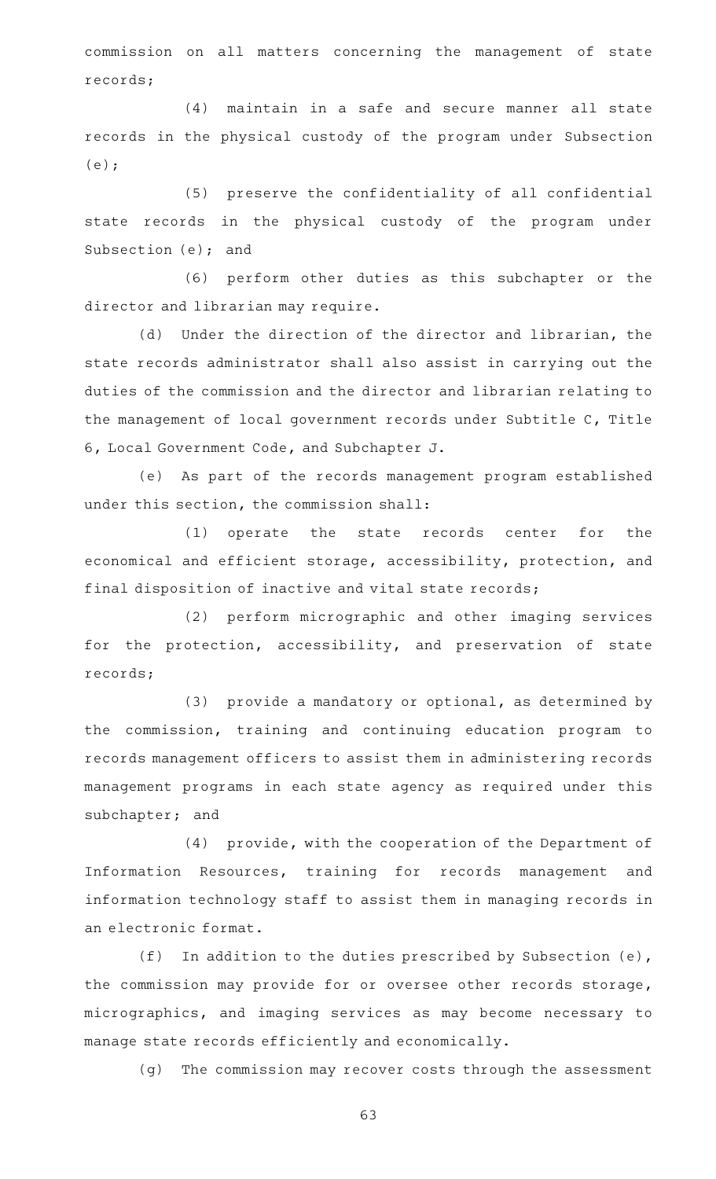commission on all matters concerning the management of state records;

(4) maintain in a safe and secure manner all state records in the physical custody of the program under Subsection (e);

(5) preserve the confidentiality of all confidential state records in the physical custody of the program under Subsection (e); and

(6) perform other duties as this subchapter or the director and librarian may require.

(d) Under the direction of the director and librarian, the state records administrator shall also assist in carrying out the duties of the commission and the director and librarian relating to the management of local government records under Subtitle C, Title 6, Local Government Code, and Subchapter J.

(e) As part of the records management program established under this section, the commission shall:

(1) operate the state records center for the economical and efficient storage, accessibility, protection, and final disposition of inactive and vital state records;

(2) perform micrographic and other imaging services for the protection, accessibility, and preservation of state records;

(3) provide a mandatory or optional, as determined by the commission, training and continuing education program to records management officers to assist them in administering records management programs in each state agency as required under this subchapter; and

(4) provide, with the cooperation of the Department of Information Resources, training for records management and information technology staff to assist them in managing records in an electronic format.

(f) In addition to the duties prescribed by Subsection (e), the commission may provide for or oversee other records storage, micrographics, and imaging services as may become necessary to manage state records efficiently and economically.

(g) The commission may recover costs through the assessment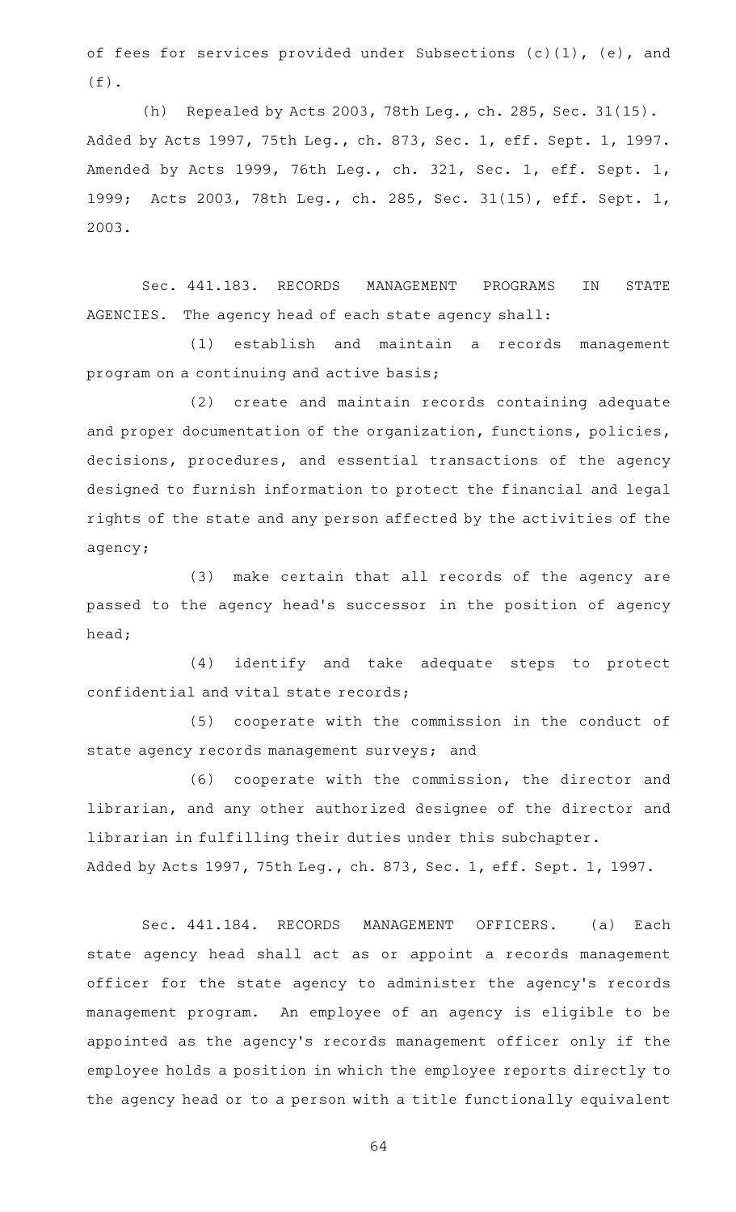of fees for services provided under Subsections (c)(1), (e), and (f).

(h) Repealed by Acts 2003, 78th Leg., ch. 285, Sec. 31(15).
Added by Acts 1997, 75th Leg., ch. 873, Sec. 1, eff. Sept. 1, 1997. Amended by Acts 1999, 76th Leg., ch. 321, Sec. 1, eff. Sept. 1, 1999; Acts 2003, 78th Leg., ch. 285, Sec. 31(15), eff. Sept. 1, 2003.

Sec. 441.183. RECORDS MANAGEMENT PROGRAMS IN STATE AGENCIES. The agency head of each state agency shall:

(1) establish and maintain a records management program on a continuing and active basis;

(2) create and maintain records containing adequate and proper documentation of the organization, functions, policies, decisions, procedures, and essential transactions of the agency designed to furnish information to protect the financial and legal rights of the state and any person affected by the activities of the agency;

(3) make certain that all records of the agency are passed to the agency head's successor in the position of agency head;

(4) identify and take adequate steps to protect confidential and vital state records;

(5) cooperate with the commission in the conduct of state agency records management surveys; and

(6) cooperate with the commission, the director and librarian, and any other authorized designee of the director and librarian in fulfilling their duties under this subchapter.
Added by Acts 1997, 75th Leg., ch. 873, Sec. 1, eff. Sept. 1, 1997.

Sec. 441.184. RECORDS MANAGEMENT OFFICERS. (a) Each state agency head shall act as or appoint a records management officer for the state agency to administer the agency's records management program. An employee of an agency is eligible to be appointed as the agency's records management officer only if the employee holds a position in which the employee reports directly to the agency head or to a person with a title functionally equivalent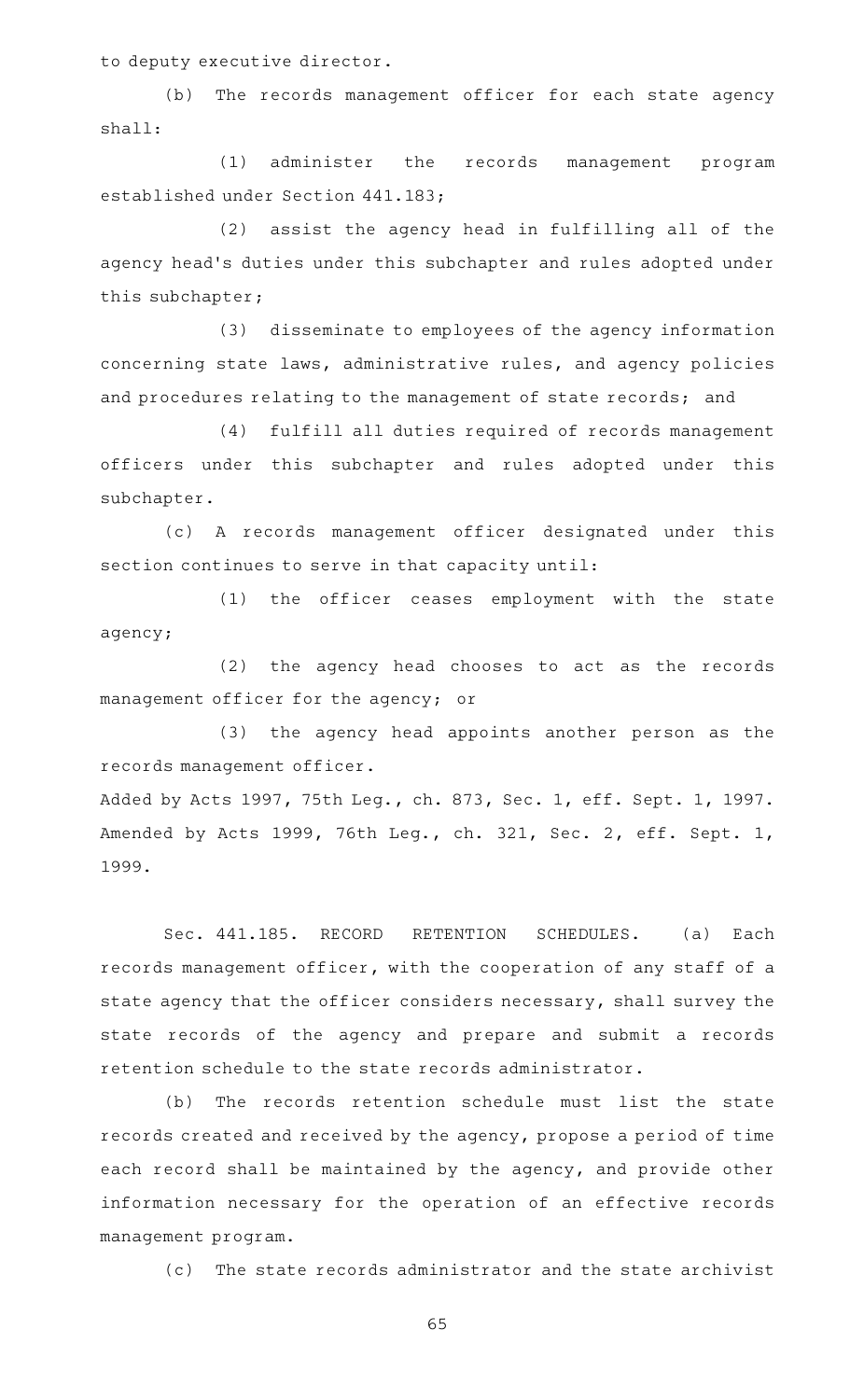to deputy executive director.

(b) The records management officer for each state agency shall:

(1) administer the records management program established under Section 441.183;

(2) assist the agency head in fulfilling all of the agency head's duties under this subchapter and rules adopted under this subchapter;

(3) disseminate to employees of the agency information concerning state laws, administrative rules, and agency policies and procedures relating to the management of state records; and

(4) fulfill all duties required of records management officers under this subchapter and rules adopted under this subchapter.

(c) A records management officer designated under this section continues to serve in that capacity until:

(1) the officer ceases employment with the state agency;

(2) the agency head chooses to act as the records management officer for the agency; or

(3) the agency head appoints another person as the records management officer.

Added by Acts 1997, 75th Leg., ch. 873, Sec. 1, eff. Sept. 1, 1997. Amended by Acts 1999, 76th Leg., ch. 321, Sec. 2, eff. Sept. 1, 1999.

Sec. 441.185. RECORD RETENTION SCHEDULES. (a) Each records management officer, with the cooperation of any staff of a state agency that the officer considers necessary, shall survey the state records of the agency and prepare and submit a records retention schedule to the state records administrator.

(b) The records retention schedule must list the state records created and received by the agency, propose a period of time each record shall be maintained by the agency, and provide other information necessary for the operation of an effective records management program.

(c) The state records administrator and the state archivist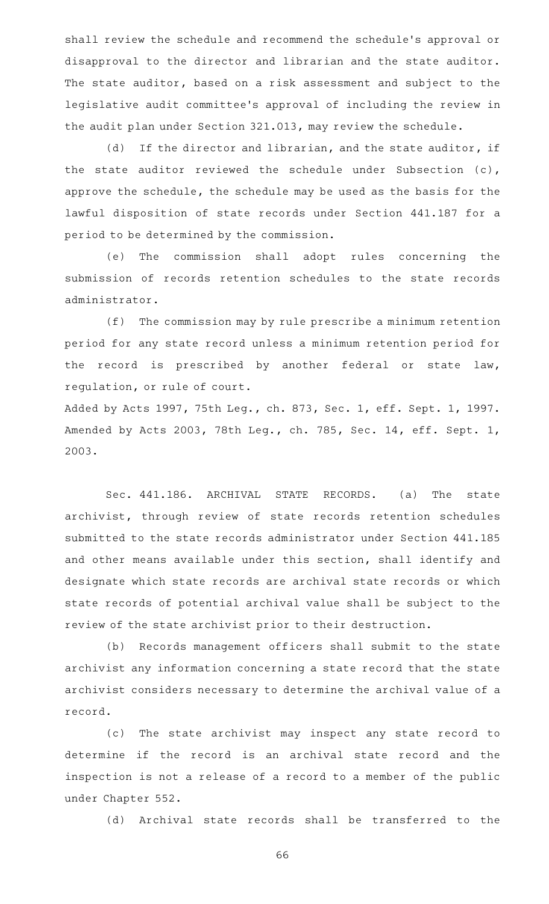shall review the schedule and recommend the schedule's approval or disapproval to the director and librarian and the state auditor. The state auditor, based on a risk assessment and subject to the legislative audit committee's approval of including the review in the audit plan under Section 321.013, may review the schedule.

(d) If the director and librarian, and the state auditor, if the state auditor reviewed the schedule under Subsection (c), approve the schedule, the schedule may be used as the basis for the lawful disposition of state records under Section 441.187 for a period to be determined by the commission.

(e) The commission shall adopt rules concerning the submission of records retention schedules to the state records administrator.

(f) The commission may by rule prescribe a minimum retention period for any state record unless a minimum retention period for the record is prescribed by another federal or state law, regulation, or rule of court.

Added by Acts 1997, 75th Leg., ch. 873, Sec. 1, eff. Sept. 1, 1997.
Amended by Acts 2003, 78th Leg., ch. 785, Sec. 14, eff. Sept. 1, 2003.

Sec. 441.186. ARCHIVAL STATE RECORDS. (a) The state archivist, through review of state records retention schedules submitted to the state records administrator under Section 441.185 and other means available under this section, shall identify and designate which state records are archival state records or which state records of potential archival value shall be subject to the review of the state archivist prior to their destruction.

(b) Records management officers shall submit to the state archivist any information concerning a state record that the state archivist considers necessary to determine the archival value of a record.

(c) The state archivist may inspect any state record to determine if the record is an archival state record and the inspection is not a release of a record to a member of the public under Chapter 552.

(d) Archival state records shall be transferred to the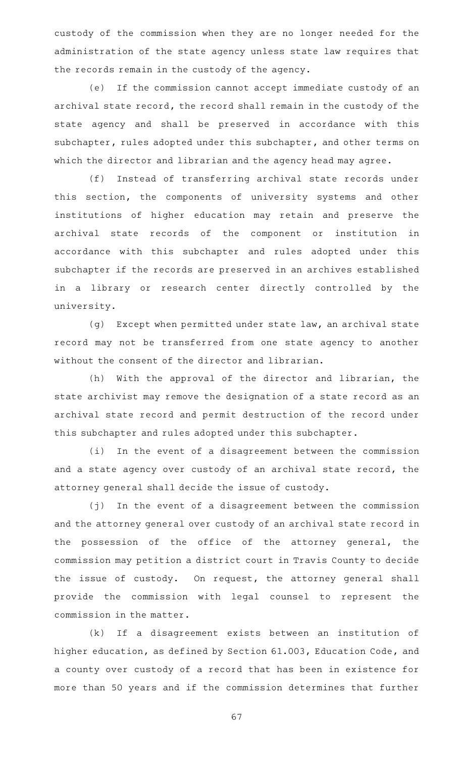custody of the commission when they are no longer needed for the administration of the state agency unless state law requires that the records remain in the custody of the agency.

(e) If the commission cannot accept immediate custody of an archival state record, the record shall remain in the custody of the state agency and shall be preserved in accordance with this subchapter, rules adopted under this subchapter, and other terms on which the director and librarian and the agency head may agree.

(f) Instead of transferring archival state records under this section, the components of university systems and other institutions of higher education may retain and preserve the archival state records of the component or institution in accordance with this subchapter and rules adopted under this subchapter if the records are preserved in an archives established in a library or research center directly controlled by the university.

(g) Except when permitted under state law, an archival state record may not be transferred from one state agency to another without the consent of the director and librarian.

(h) With the approval of the director and librarian, the state archivist may remove the designation of a state record as an archival state record and permit destruction of the record under this subchapter and rules adopted under this subchapter.

(i) In the event of a disagreement between the commission and a state agency over custody of an archival state record, the attorney general shall decide the issue of custody.

(j) In the event of a disagreement between the commission and the attorney general over custody of an archival state record in the possession of the office of the attorney general, the commission may petition a district court in Travis County to decide the issue of custody. On request, the attorney general shall provide the commission with legal counsel to represent the commission in the matter.

(k) If a disagreement exists between an institution of higher education, as defined by Section 61.003, Education Code, and a county over custody of a record that has been in existence for more than 50 years and if the commission determines that further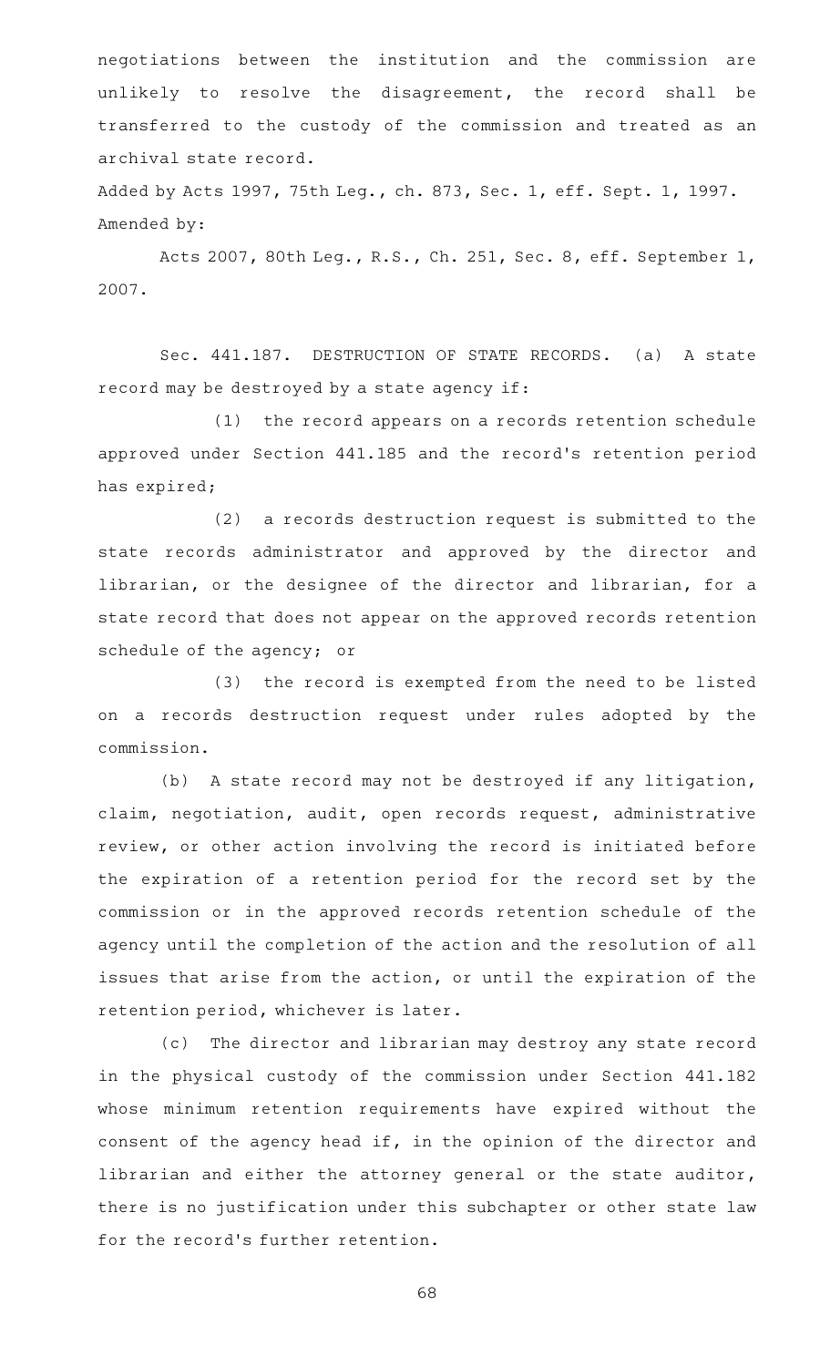negotiations between the institution and the commission are unlikely to resolve the disagreement, the record shall be transferred to the custody of the commission and treated as an archival state record.

Added by Acts 1997, 75th Leg., ch. 873, Sec. 1, eff. Sept. 1, 1997.
Amended by:

Acts 2007, 80th Leg., R.S., Ch. 251, Sec. 8, eff. September 1, 2007.

Sec. 441.187. DESTRUCTION OF STATE RECORDS. (a) A state record may be destroyed by a state agency if:

(1) the record appears on a records retention schedule approved under Section 441.185 and the record's retention period has expired;

(2) a records destruction request is submitted to the state records administrator and approved by the director and librarian, or the designee of the director and librarian, for a state record that does not appear on the approved records retention schedule of the agency; or

(3) the record is exempted from the need to be listed on a records destruction request under rules adopted by the commission.

(b) A state record may not be destroyed if any litigation, claim, negotiation, audit, open records request, administrative review, or other action involving the record is initiated before the expiration of a retention period for the record set by the commission or in the approved records retention schedule of the agency until the completion of the action and the resolution of all issues that arise from the action, or until the expiration of the retention period, whichever is later.

(c) The director and librarian may destroy any state record in the physical custody of the commission under Section 441.182 whose minimum retention requirements have expired without the consent of the agency head if, in the opinion of the director and librarian and either the attorney general or the state auditor, there is no justification under this subchapter or other state law for the record's further retention.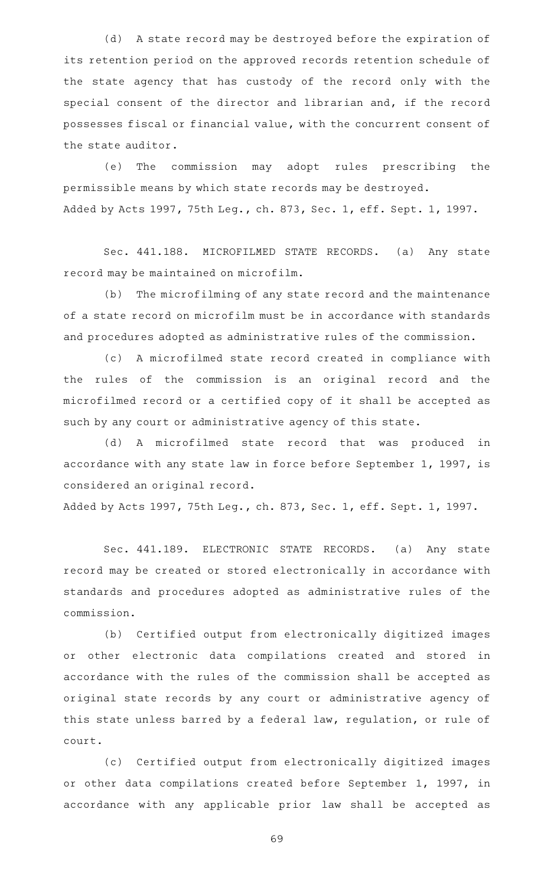(d) A state record may be destroyed before the expiration of its retention period on the approved records retention schedule of the state agency that has custody of the record only with the special consent of the director and librarian and, if the record possesses fiscal or financial value, with the concurrent consent of the state auditor.

(e) The commission may adopt rules prescribing the permissible means by which state records may be destroyed.

Added by Acts 1997, 75th Leg., ch. 873, Sec. 1, eff. Sept. 1, 1997.

Sec. 441.188. MICROFILMED STATE RECORDS. (a) Any state record may be maintained on microfilm.

(b) The microfilming of any state record and the maintenance of a state record on microfilm must be in accordance with standards and procedures adopted as administrative rules of the commission.

(c) A microfilmed state record created in compliance with the rules of the commission is an original record and the microfilmed record or a certified copy of it shall be accepted as such by any court or administrative agency of this state.

(d) A microfilmed state record that was produced in accordance with any state law in force before September 1, 1997, is considered an original record.

Added by Acts 1997, 75th Leg., ch. 873, Sec. 1, eff. Sept. 1, 1997.

Sec. 441.189. ELECTRONIC STATE RECORDS. (a) Any state record may be created or stored electronically in accordance with standards and procedures adopted as administrative rules of the commission.

(b) Certified output from electronically digitized images or other electronic data compilations created and stored in accordance with the rules of the commission shall be accepted as original state records by any court or administrative agency of this state unless barred by a federal law, regulation, or rule of court.

(c) Certified output from electronically digitized images or other data compilations created before September 1, 1997, in accordance with any applicable prior law shall be accepted as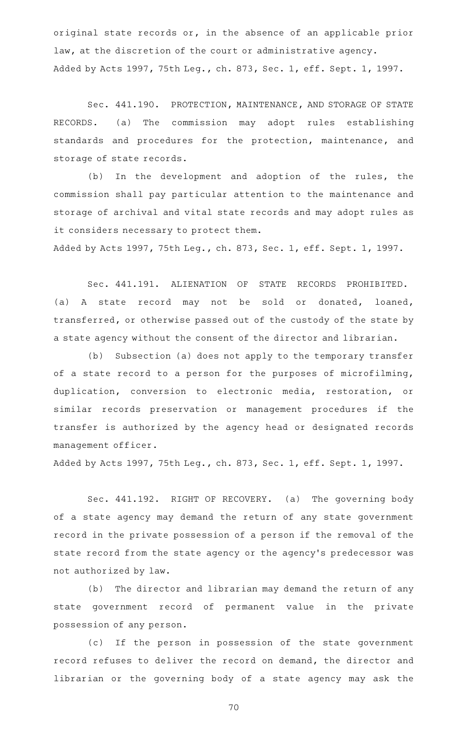original state records or, in the absence of an applicable prior law, at the discretion of the court or administrative agency.

Added by Acts 1997, 75th Leg., ch. 873, Sec. 1, eff. Sept. 1, 1997.

Sec. 441.190. PROTECTION, MAINTENANCE, AND STORAGE OF STATE RECORDS. (a) The commission may adopt rules establishing standards and procedures for the protection, maintenance, and storage of state records.

(b) In the development and adoption of the rules, the commission shall pay particular attention to the maintenance and storage of archival and vital state records and may adopt rules as it considers necessary to protect them.

Added by Acts 1997, 75th Leg., ch. 873, Sec. 1, eff. Sept. 1, 1997.

Sec. 441.191. ALIENATION OF STATE RECORDS PROHIBITED. (a) A state record may not be sold or donated, loaned, transferred, or otherwise passed out of the custody of the state by a state agency without the consent of the director and librarian.

(b) Subsection (a) does not apply to the temporary transfer of a state record to a person for the purposes of microfilming, duplication, conversion to electronic media, restoration, or similar records preservation or management procedures if the transfer is authorized by the agency head or designated records management officer.

Added by Acts 1997, 75th Leg., ch. 873, Sec. 1, eff. Sept. 1, 1997.

Sec. 441.192. RIGHT OF RECOVERY. (a) The governing body of a state agency may demand the return of any state government record in the private possession of a person if the removal of the state record from the state agency or the agency's predecessor was not authorized by law.

(b) The director and librarian may demand the return of any state government record of permanent value in the private possession of any person.

(c) If the person in possession of the state government record refuses to deliver the record on demand, the director and librarian or the governing body of a state agency may ask the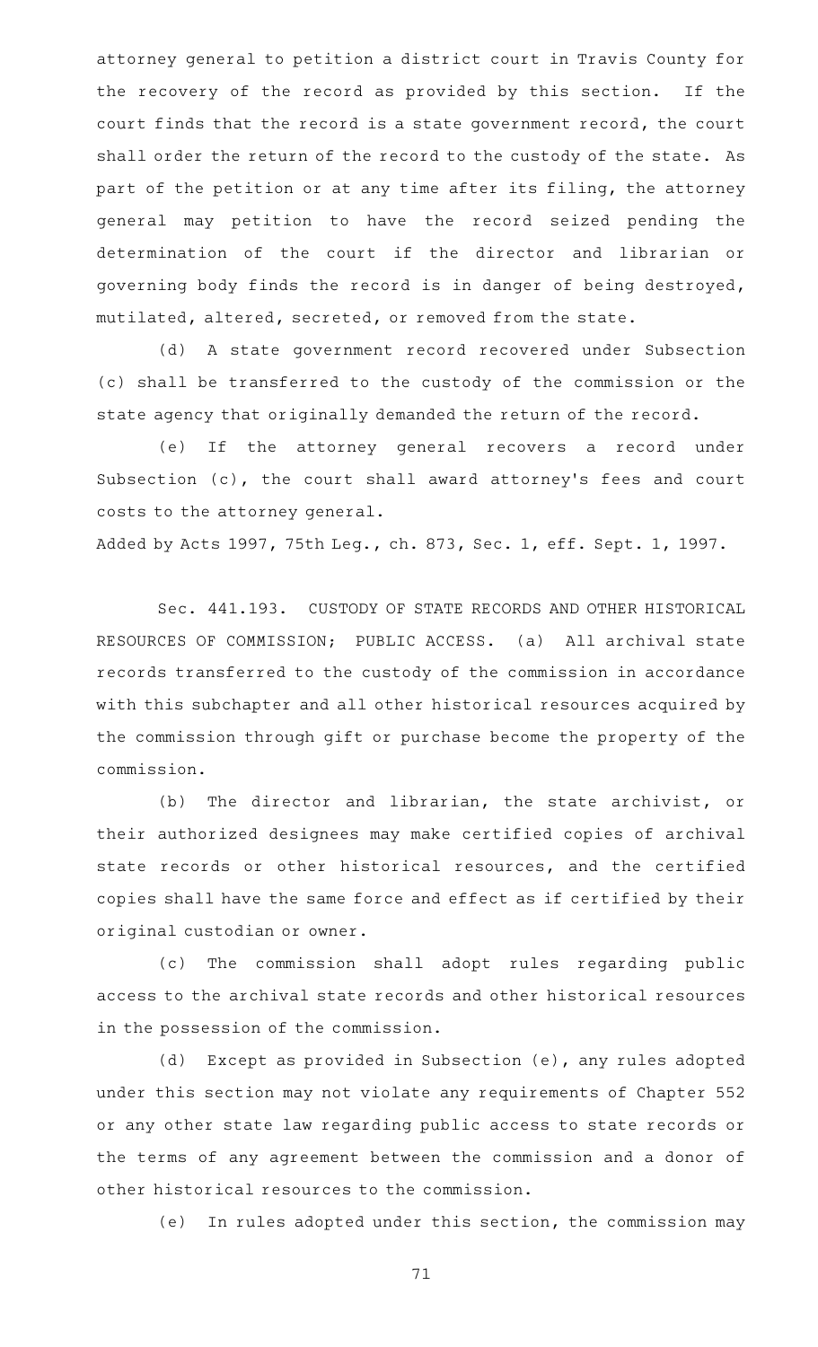attorney general to petition a district court in Travis County for the recovery of the record as provided by this section. If the court finds that the record is a state government record, the court shall order the return of the record to the custody of the state. As part of the petition or at any time after its filing, the attorney general may petition to have the record seized pending the determination of the court if the director and librarian or governing body finds the record is in danger of being destroyed, mutilated, altered, secreted, or removed from the state.

(d) A state government record recovered under Subsection (c) shall be transferred to the custody of the commission or the state agency that originally demanded the return of the record.

(e) If the attorney general recovers a record under Subsection (c), the court shall award attorney's fees and court costs to the attorney general.

Added by Acts 1997, 75th Leg., ch. 873, Sec. 1, eff. Sept. 1, 1997.

Sec. 441.193. CUSTODY OF STATE RECORDS AND OTHER HISTORICAL RESOURCES OF COMMISSION; PUBLIC ACCESS. (a) All archival state records transferred to the custody of the commission in accordance with this subchapter and all other historical resources acquired by the commission through gift or purchase become the property of the commission.

(b) The director and librarian, the state archivist, or their authorized designees may make certified copies of archival state records or other historical resources, and the certified copies shall have the same force and effect as if certified by their original custodian or owner.

(c) The commission shall adopt rules regarding public access to the archival state records and other historical resources in the possession of the commission.

(d) Except as provided in Subsection (e), any rules adopted under this section may not violate any requirements of Chapter 552 or any other state law regarding public access to state records or the terms of any agreement between the commission and a donor of other historical resources to the commission.

(e) In rules adopted under this section, the commission may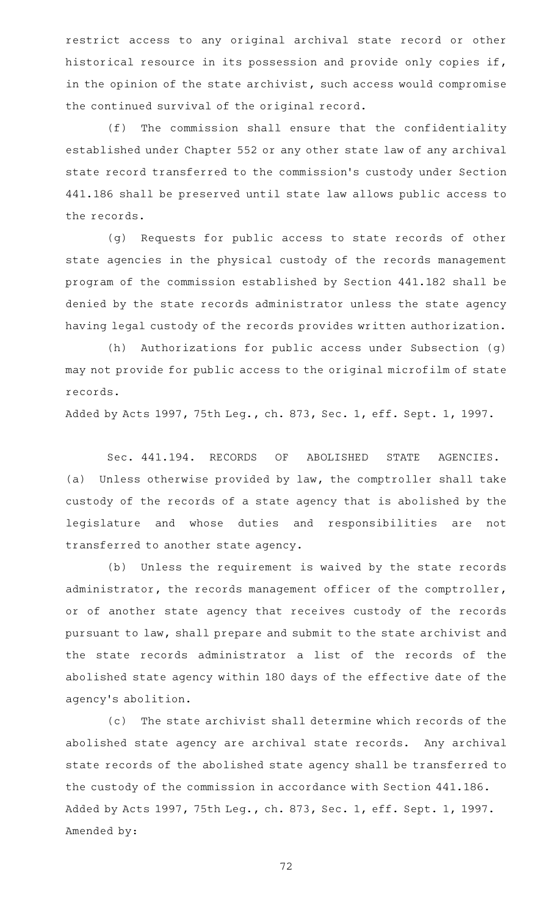restrict access to any original archival state record or other historical resource in its possession and provide only copies if, in the opinion of the state archivist, such access would compromise the continued survival of the original record.

(f) The commission shall ensure that the confidentiality established under Chapter 552 or any other state law of any archival state record transferred to the commission's custody under Section 441.186 shall be preserved until state law allows public access to the records.

(g) Requests for public access to state records of other state agencies in the physical custody of the records management program of the commission established by Section 441.182 shall be denied by the state records administrator unless the state agency having legal custody of the records provides written authorization.

(h) Authorizations for public access under Subsection (g) may not provide for public access to the original microfilm of state records.

Added by Acts 1997, 75th Leg., ch. 873, Sec. 1, eff. Sept. 1, 1997.

Sec. 441.194. RECORDS OF ABOLISHED STATE AGENCIES. (a) Unless otherwise provided by law, the comptroller shall take custody of the records of a state agency that is abolished by the legislature and whose duties and responsibilities are not transferred to another state agency.

(b) Unless the requirement is waived by the state records administrator, the records management officer of the comptroller, or of another state agency that receives custody of the records pursuant to law, shall prepare and submit to the state archivist and the state records administrator a list of the records of the abolished state agency within 180 days of the effective date of the agency's abolition.

(c) The state archivist shall determine which records of the abolished state agency are archival state records. Any archival state records of the abolished state agency shall be transferred to the custody of the commission in accordance with Section 441.186.

Added by Acts 1997, 75th Leg., ch. 873, Sec. 1, eff. Sept. 1, 1997.
Amended by: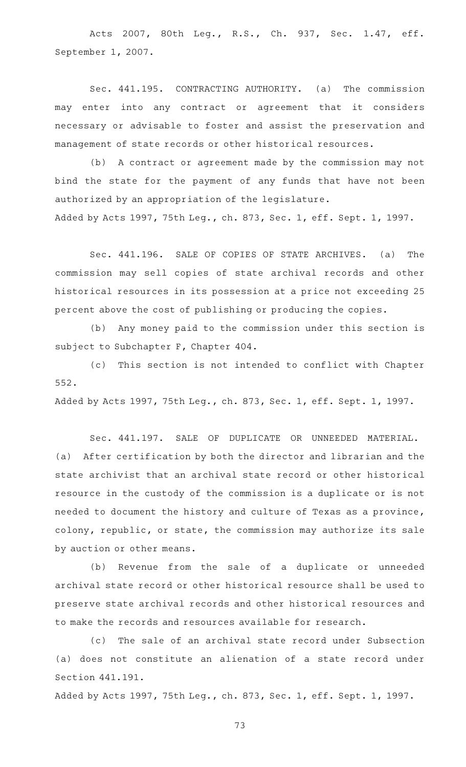Acts 2007, 80th Leg., R.S., Ch. 937, Sec. 1.47, eff. September 1, 2007.

Sec. 441.195. CONTRACTING AUTHORITY. (a) The commission may enter into any contract or agreement that it considers necessary or advisable to foster and assist the preservation and management of state records or other historical resources.

(b) A contract or agreement made by the commission may not bind the state for the payment of any funds that have not been authorized by an appropriation of the legislature.

Added by Acts 1997, 75th Leg., ch. 873, Sec. 1, eff. Sept. 1, 1997.

Sec. 441.196. SALE OF COPIES OF STATE ARCHIVES. (a) The commission may sell copies of state archival records and other historical resources in its possession at a price not exceeding 25 percent above the cost of publishing or producing the copies.

(b) Any money paid to the commission under this section is subject to Subchapter F, Chapter 404.

(c) This section is not intended to conflict with Chapter 552.

Added by Acts 1997, 75th Leg., ch. 873, Sec. 1, eff. Sept. 1, 1997.

Sec. 441.197. SALE OF DUPLICATE OR UNNEEDED MATERIAL. (a) After certification by both the director and librarian and the state archivist that an archival state record or other historical resource in the custody of the commission is a duplicate or is not needed to document the history and culture of Texas as a province, colony, republic, or state, the commission may authorize its sale by auction or other means.

(b) Revenue from the sale of a duplicate or unneeded archival state record or other historical resource shall be used to preserve state archival records and other historical resources and to make the records and resources available for research.

(c) The sale of an archival state record under Subsection (a) does not constitute an alienation of a state record under Section 441.191.

Added by Acts 1997, 75th Leg., ch. 873, Sec. 1, eff. Sept. 1, 1997.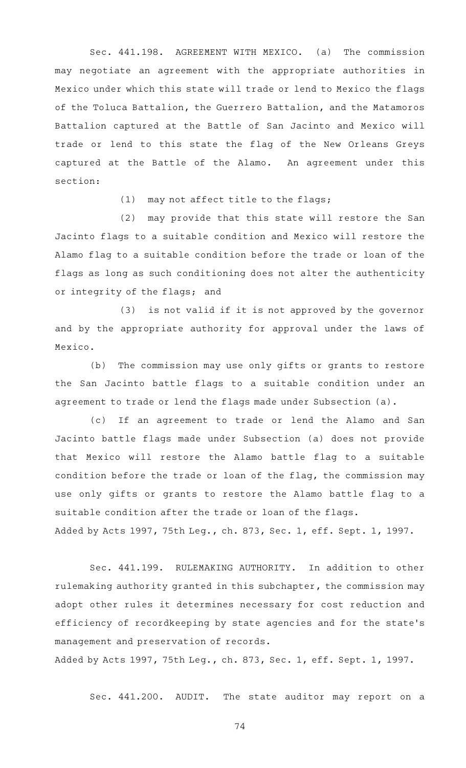Sec. 441.198. AGREEMENT WITH MEXICO. (a) The commission may negotiate an agreement with the appropriate authorities in Mexico under which this state will trade or lend to Mexico the flags of the Toluca Battalion, the Guerrero Battalion, and the Matamoros Battalion captured at the Battle of San Jacinto and Mexico will trade or lend to this state the flag of the New Orleans Greys captured at the Battle of the Alamo. An agreement under this section:

(1) may not affect title to the flags;

(2) may provide that this state will restore the San Jacinto flags to a suitable condition and Mexico will restore the Alamo flag to a suitable condition before the trade or loan of the flags as long as such conditioning does not alter the authenticity or integrity of the flags; and

(3) is not valid if it is not approved by the governor and by the appropriate authority for approval under the laws of Mexico.

(b) The commission may use only gifts or grants to restore the San Jacinto battle flags to a suitable condition under an agreement to trade or lend the flags made under Subsection (a).

(c) If an agreement to trade or lend the Alamo and San Jacinto battle flags made under Subsection (a) does not provide that Mexico will restore the Alamo battle flag to a suitable condition before the trade or loan of the flag, the commission may use only gifts or grants to restore the Alamo battle flag to a suitable condition after the trade or loan of the flags.

Added by Acts 1997, 75th Leg., ch. 873, Sec. 1, eff. Sept. 1, 1997.

Sec. 441.199. RULEMAKING AUTHORITY. In addition to other rulemaking authority granted in this subchapter, the commission may adopt other rules it determines necessary for cost reduction and efficiency of recordkeeping by state agencies and for the state's management and preservation of records.

Added by Acts 1997, 75th Leg., ch. 873, Sec. 1, eff. Sept. 1, 1997.

Sec. 441.200. AUDIT. The state auditor may report on a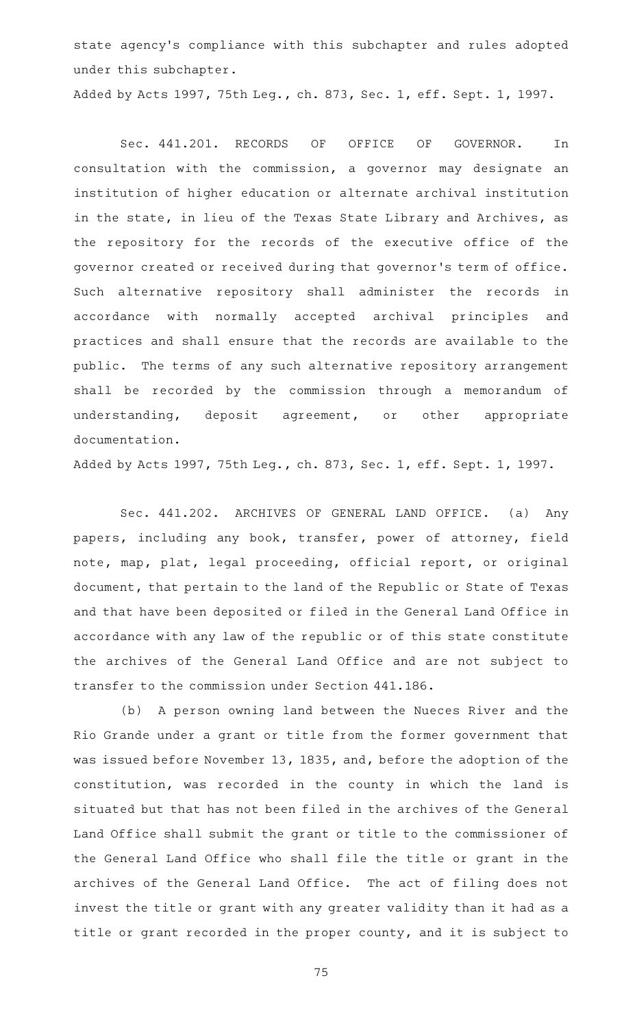state agency's compliance with this subchapter and rules adopted under this subchapter.

Added by Acts 1997, 75th Leg., ch. 873, Sec. 1, eff. Sept. 1, 1997.

Sec. 441.201. RECORDS OF OFFICE OF GOVERNOR. In consultation with the commission, a governor may designate an institution of higher education or alternate archival institution in the state, in lieu of the Texas State Library and Archives, as the repository for the records of the executive office of the governor created or received during that governor's term of office. Such alternative repository shall administer the records in accordance with normally accepted archival principles and practices and shall ensure that the records are available to the public. The terms of any such alternative repository arrangement shall be recorded by the commission through a memorandum of understanding, deposit agreement, or other appropriate documentation.

Added by Acts 1997, 75th Leg., ch. 873, Sec. 1, eff. Sept. 1, 1997.

Sec. 441.202. ARCHIVES OF GENERAL LAND OFFICE. (a) Any papers, including any book, transfer, power of attorney, field note, map, plat, legal proceeding, official report, or original document, that pertain to the land of the Republic or State of Texas and that have been deposited or filed in the General Land Office in accordance with any law of the republic or of this state constitute the archives of the General Land Office and are not subject to transfer to the commission under Section 441.186.

(b) A person owning land between the Nueces River and the Rio Grande under a grant or title from the former government that was issued before November 13, 1835, and, before the adoption of the constitution, was recorded in the county in which the land is situated but that has not been filed in the archives of the General Land Office shall submit the grant or title to the commissioner of the General Land Office who shall file the title or grant in the archives of the General Land Office. The act of filing does not invest the title or grant with any greater validity than it had as a title or grant recorded in the proper county, and it is subject to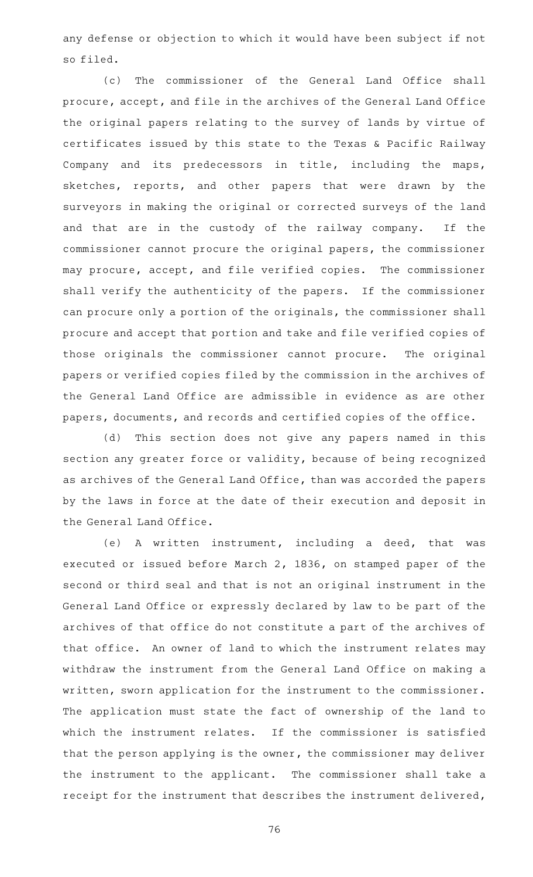any defense or objection to which it would have been subject if not so filed.

(c) The commissioner of the General Land Office shall procure, accept, and file in the archives of the General Land Office the original papers relating to the survey of lands by virtue of certificates issued by this state to the Texas & Pacific Railway Company and its predecessors in title, including the maps, sketches, reports, and other papers that were drawn by the surveyors in making the original or corrected surveys of the land and that are in the custody of the railway company. If the commissioner cannot procure the original papers, the commissioner may procure, accept, and file verified copies. The commissioner shall verify the authenticity of the papers. If the commissioner can procure only a portion of the originals, the commissioner shall procure and accept that portion and take and file verified copies of those originals the commissioner cannot procure. The original papers or verified copies filed by the commission in the archives of the General Land Office are admissible in evidence as are other papers, documents, and records and certified copies of the office.

(d) This section does not give any papers named in this section any greater force or validity, because of being recognized as archives of the General Land Office, than was accorded the papers by the laws in force at the date of their execution and deposit in the General Land Office.

(e) A written instrument, including a deed, that was executed or issued before March 2, 1836, on stamped paper of the second or third seal and that is not an original instrument in the General Land Office or expressly declared by law to be part of the archives of that office do not constitute a part of the archives of that office. An owner of land to which the instrument relates may withdraw the instrument from the General Land Office on making a written, sworn application for the instrument to the commissioner. The application must state the fact of ownership of the land to which the instrument relates. If the commissioner is satisfied that the person applying is the owner, the commissioner may deliver the instrument to the applicant. The commissioner shall take a receipt for the instrument that describes the instrument delivered,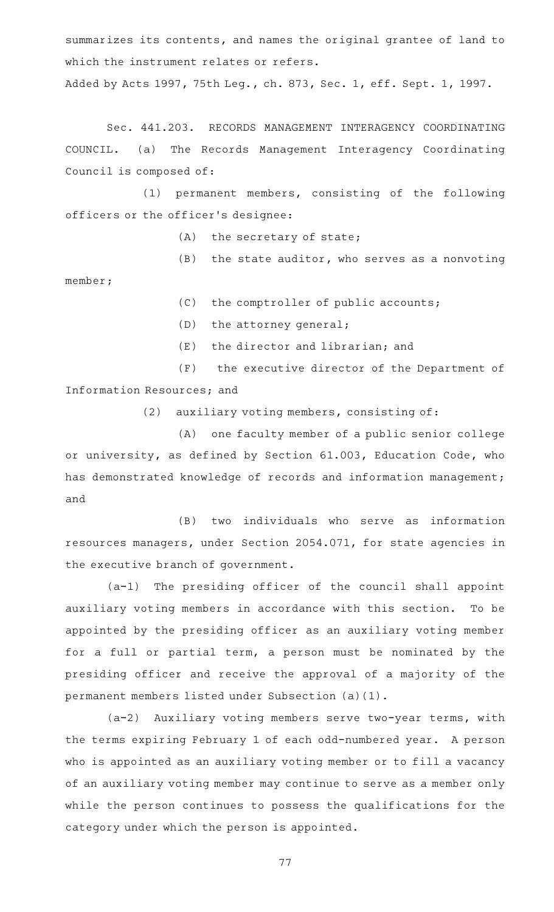summarizes its contents, and names the original grantee of land to which the instrument relates or refers.

Added by Acts 1997, 75th Leg., ch. 873, Sec. 1, eff. Sept. 1, 1997.

Sec. 441.203. RECORDS MANAGEMENT INTERAGENCY COORDINATING COUNCIL. (a) The Records Management Interagency Coordinating Council is composed of:

(1) permanent members, consisting of the following officers or the officer's designee:

(A) the secretary of state;

(B) the state auditor, who serves as a nonvoting member;

(C) the comptroller of public accounts;

(D) the attorney general;

(E) the director and librarian; and

(F) the executive director of the Department of Information Resources; and

(2) auxiliary voting members, consisting of:

(A) one faculty member of a public senior college or university, as defined by Section 61.003, Education Code, who has demonstrated knowledge of records and information management; and

(B) two individuals who serve as information resources managers, under Section 2054.071, for state agencies in the executive branch of government.

(a-1) The presiding officer of the council shall appoint auxiliary voting members in accordance with this section. To be appointed by the presiding officer as an auxiliary voting member for a full or partial term, a person must be nominated by the presiding officer and receive the approval of a majority of the permanent members listed under Subsection (a)(1).

(a-2) Auxiliary voting members serve two-year terms, with the terms expiring February 1 of each odd-numbered year. A person who is appointed as an auxiliary voting member or to fill a vacancy of an auxiliary voting member may continue to serve as a member only while the person continues to possess the qualifications for the category under which the person is appointed.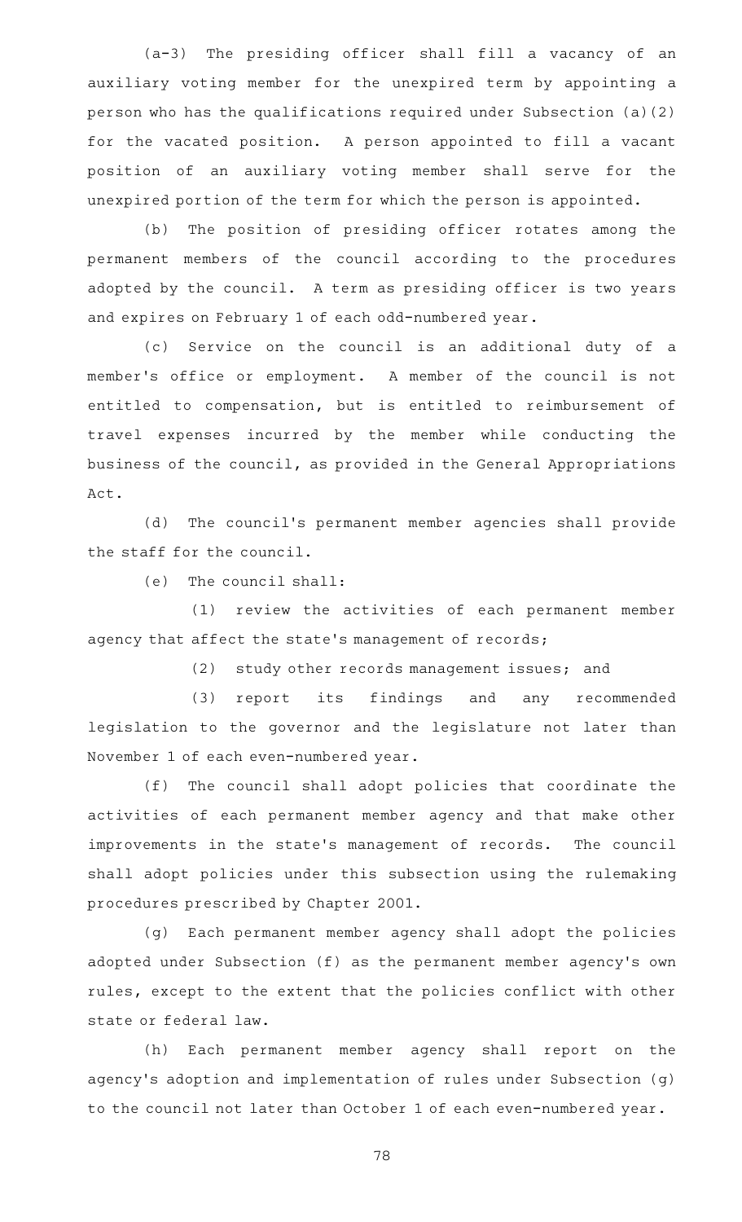(a-3) The presiding officer shall fill a vacancy of an auxiliary voting member for the unexpired term by appointing a person who has the qualifications required under Subsection (a)(2) for the vacated position. A person appointed to fill a vacant position of an auxiliary voting member shall serve for the unexpired portion of the term for which the person is appointed.

(b) The position of presiding officer rotates among the permanent members of the council according to the procedures adopted by the council. A term as presiding officer is two years and expires on February 1 of each odd-numbered year.

(c) Service on the council is an additional duty of a member's office or employment. A member of the council is not entitled to compensation, but is entitled to reimbursement of travel expenses incurred by the member while conducting the business of the council, as provided in the General Appropriations Act.

(d) The council's permanent member agencies shall provide the staff for the council.

(e) The council shall:

(1) review the activities of each permanent member agency that affect the state's management of records;

(2) study other records management issues; and

(3) report its findings and any recommended legislation to the governor and the legislature not later than November 1 of each even-numbered year.

(f) The council shall adopt policies that coordinate the activities of each permanent member agency and that make other improvements in the state's management of records. The council shall adopt policies under this subsection using the rulemaking procedures prescribed by Chapter 2001.

(g) Each permanent member agency shall adopt the policies adopted under Subsection (f) as the permanent member agency's own rules, except to the extent that the policies conflict with other state or federal law.

(h) Each permanent member agency shall report on the agency's adoption and implementation of rules under Subsection (g) to the council not later than October 1 of each even-numbered year.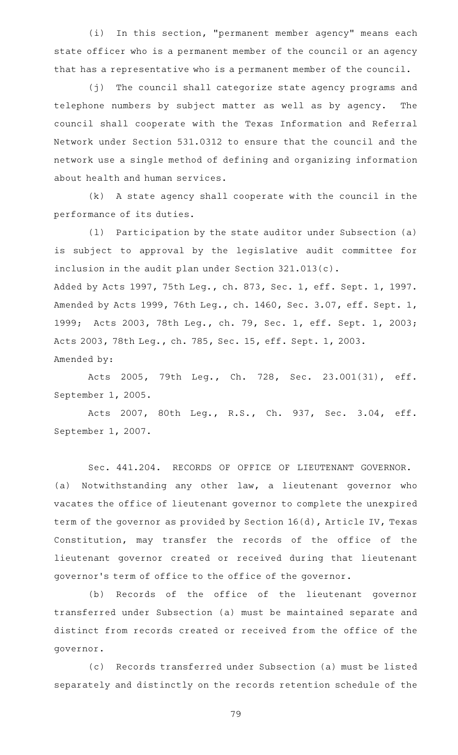(i) In this section, "permanent member agency" means each state officer who is a permanent member of the council or an agency that has a representative who is a permanent member of the council.

(j) The council shall categorize state agency programs and telephone numbers by subject matter as well as by agency. The council shall cooperate with the Texas Information and Referral Network under Section 531.0312 to ensure that the council and the network use a single method of defining and organizing information about health and human services.

(k) A state agency shall cooperate with the council in the performance of its duties.

(l) Participation by the state auditor under Subsection (a) is subject to approval by the legislative audit committee for inclusion in the audit plan under Section 321.013(c).

Added by Acts 1997, 75th Leg., ch. 873, Sec. 1, eff. Sept. 1, 1997. Amended by Acts 1999, 76th Leg., ch. 1460, Sec. 3.07, eff. Sept. 1, 1999; Acts 2003, 78th Leg., ch. 79, Sec. 1, eff. Sept. 1, 2003; Acts 2003, 78th Leg., ch. 785, Sec. 15, eff. Sept. 1, 2003.

Amended by:

Acts 2005, 79th Leg., Ch. 728, Sec. 23.001(31), eff. September 1, 2005.

Acts 2007, 80th Leg., R.S., Ch. 937, Sec. 3.04, eff. September 1, 2007.

Sec. 441.204. RECORDS OF OFFICE OF LIEUTENANT GOVERNOR. (a) Notwithstanding any other law, a lieutenant governor who vacates the office of lieutenant governor to complete the unexpired term of the governor as provided by Section 16(d), Article IV, Texas Constitution, may transfer the records of the office of the lieutenant governor created or received during that lieutenant governor's term of office to the office of the governor.

(b) Records of the office of the lieutenant governor transferred under Subsection (a) must be maintained separate and distinct from records created or received from the office of the governor.

(c) Records transferred under Subsection (a) must be listed separately and distinctly on the records retention schedule of the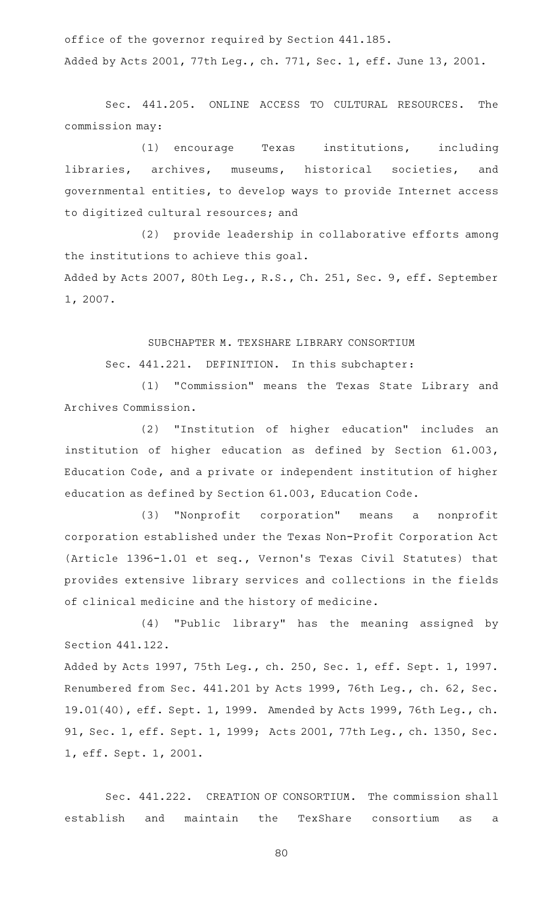office of the governor required by Section 441.185.

Added by Acts 2001, 77th Leg., ch. 771, Sec. 1, eff. June 13, 2001.

Sec. 441.205. ONLINE ACCESS TO CULTURAL RESOURCES. The commission may:

(1) encourage Texas institutions, including libraries, archives, museums, historical societies, and governmental entities, to develop ways to provide Internet access to digitized cultural resources; and

(2) provide leadership in collaborative efforts among the institutions to achieve this goal.

Added by Acts 2007, 80th Leg., R.S., Ch. 251, Sec. 9, eff. September 1, 2007.

## SUBCHAPTER M. TEXSHARE LIBRARY CONSORTIUM

Sec. 441.221. DEFINITION. In this subchapter:

(1) "Commission" means the Texas State Library and Archives Commission.

(2) "Institution of higher education" includes an institution of higher education as defined by Section 61.003, Education Code, and a private or independent institution of higher education as defined by Section 61.003, Education Code.

(3) "Nonprofit corporation" means a nonprofit corporation established under the Texas Non-Profit Corporation Act (Article 1396-1.01 et seq., Vernon's Texas Civil Statutes) that provides extensive library services and collections in the fields of clinical medicine and the history of medicine.

(4) "Public library" has the meaning assigned by Section 441.122.

Added by Acts 1997, 75th Leg., ch. 250, Sec. 1, eff. Sept. 1, 1997. Renumbered from Sec. 441.201 by Acts 1999, 76th Leg., ch. 62, Sec. 19.01(40), eff. Sept. 1, 1999. Amended by Acts 1999, 76th Leg., ch. 91, Sec. 1, eff. Sept. 1, 1999; Acts 2001, 77th Leg., ch. 1350, Sec. 1, eff. Sept. 1, 2001.

Sec. 441.222. CREATION OF CONSORTIUM. The commission shall establish and maintain the TexShare consortium as a